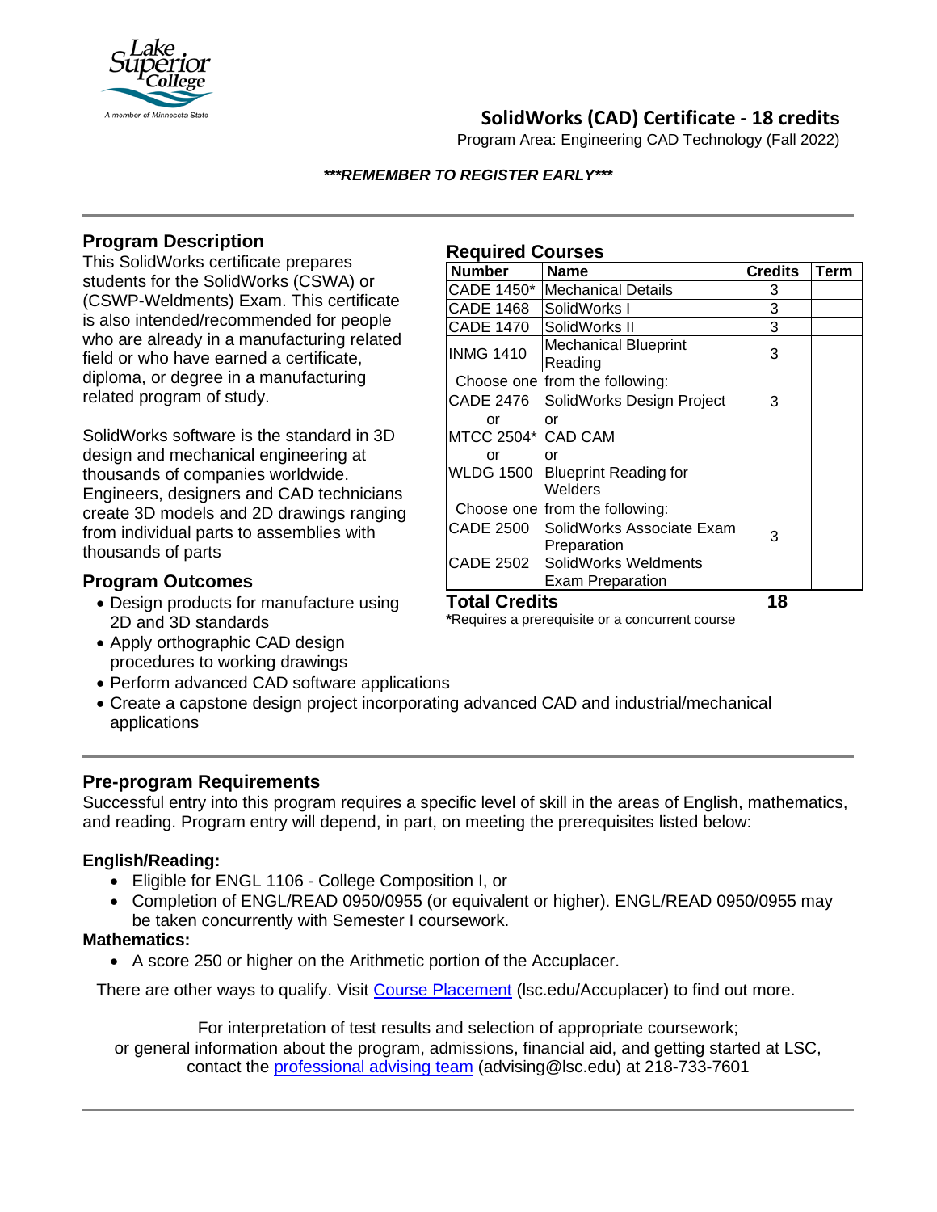# SolidWorks (CAD) Certificate - 18 credits

Program Area: Engineering CAD Technology (Fall 2022)

***REMEMBER TO REGISTER EARLY***

## Program Description

This SolidWorks certificate prepares students for the SolidWorks (CSWA) or (CSWP-Weldments) Exam. This certificate is also intended/recommended for people who are already in a manufacturing related field or who have earned a certificate, diploma, or degree in a manufacturing related program of study.

SolidWorks software is the standard in 3D design and mechanical engineering at thousands of companies worldwide. Engineers, designers and CAD technicians create 3D models and 2D drawings ranging from individual parts to assemblies with thousands of parts

## Program Outcomes

- Design products for manufacture using 2D and 3D standards
- Apply orthographic CAD design procedures to working drawings
- Perform advanced CAD software applications
- Create a capstone design project incorporating advanced CAD and industrial/mechanical applications

## Required Courses

| Number | Name | Credits | Term |
|---|---|---|---|
| CADE 1450* | Mechanical Details | 3 | |
| CADE 1468 | SolidWorks I | 3 | |
| CADE 1470 | SolidWorks II | 3 | |
| INMG 1410 | Mechanical Blueprint Reading | 3 | |
| Choose one from the following: CADE 2476 or MTCC 2504* or WLDG 1500 | SolidWorks Design Project or CAD CAM or Blueprint Reading for Welders | 3 | |
| Choose one from the following: CADE 2500 / CADE 2502 | SolidWorks Associate Exam Preparation / SolidWorks Weldments Exam Preparation | 3 | |
| **Total Credits** | | **18** | |

*Requires a prerequisite or a concurrent course

## Pre-program Requirements

Successful entry into this program requires a specific level of skill in the areas of English, mathematics, and reading. Program entry will depend, in part, on meeting the prerequisites listed below:

**English/Reading:**

- Eligible for ENGL 1106 - College Composition I, or
- Completion of ENGL/READ 0950/0955 (or equivalent or higher). ENGL/READ 0950/0955 may be taken concurrently with Semester I coursework.

**Mathematics:**

- A score 250 or higher on the Arithmetic portion of the Accuplacer.

There are other ways to qualify. Visit Course Placement (lsc.edu/Accuplacer) to find out more.

For interpretation of test results and selection of appropriate coursework; or general information about the program, admissions, financial aid, and getting started at LSC, contact the professional advising team (advising@lsc.edu) at 218-733-7601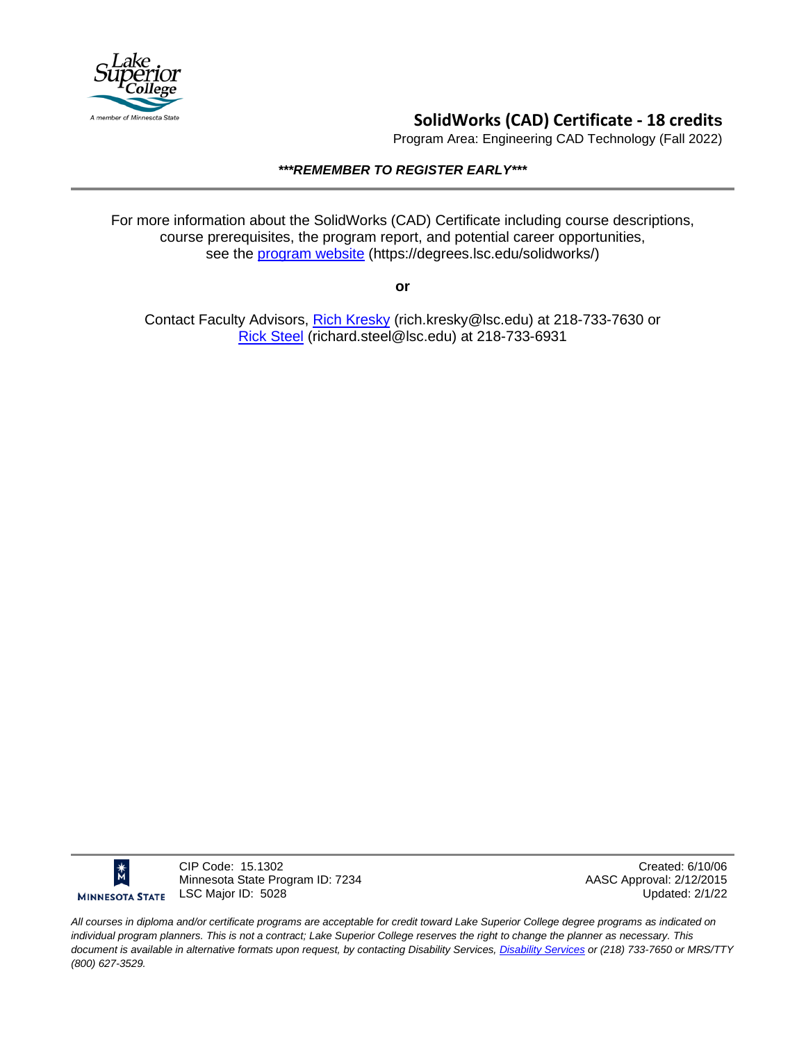# SolidWorks (CAD) Certificate - 18 credits

Program Area: Engineering CAD Technology (Fall 2022)

***REMEMBER TO REGISTER EARLY***

For more information about the SolidWorks (CAD) Certificate including course descriptions, course prerequisites, the program report, and potential career opportunities, see the [program website](https://degrees.lsc.edu/solidworks/) (https://degrees.lsc.edu/solidworks/)

**or**

Contact Faculty Advisors, Rich Kresky (rich.kresky@lsc.edu) at 218-733-7630 or Rick Steel (richard.steel@lsc.edu) at 218-733-6931

CIP Code: 15.1302
Minnesota State Program ID: 7234
LSC Major ID: 5028

Created: 6/10/06
AASC Approval: 2/12/2015
Updated: 2/1/22

*All courses in diploma and/or certificate programs are acceptable for credit toward Lake Superior College degree programs as indicated on individual program planners. This is not a contract; Lake Superior College reserves the right to change the planner as necessary. This document is available in alternative formats upon request, by contacting Disability Services, Disability Services or (218) 733-7650 or MRS/TTY (800) 627-3529.*